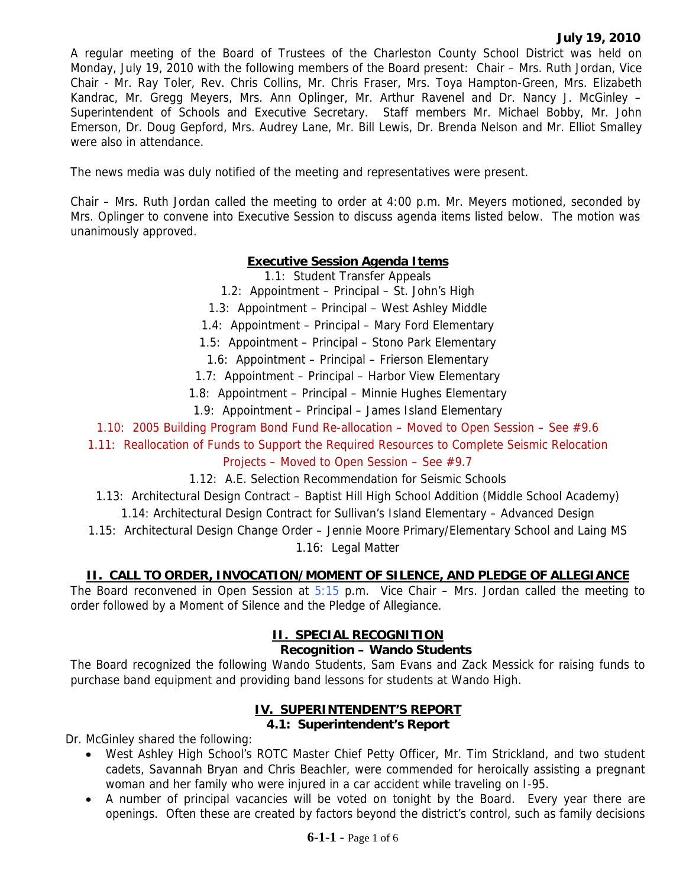**July 19, 2010**

A regular meeting of the Board of Trustees of the Charleston County School District was held on Monday, July 19, 2010 with the following members of the Board present: Chair – Mrs. Ruth Jordan, Vice Chair - Mr. Ray Toler, Rev. Chris Collins, Mr. Chris Fraser, Mrs. Toya Hampton-Green, Mrs. Elizabeth Kandrac, Mr. Gregg Meyers, Mrs. Ann Oplinger, Mr. Arthur Ravenel and Dr. Nancy J. McGinley – Superintendent of Schools and Executive Secretary. Staff members Mr. Michael Bobby, Mr. John Emerson, Dr. Doug Gepford, Mrs. Audrey Lane, Mr. Bill Lewis, Dr. Brenda Nelson and Mr. Elliot Smalley were also in attendance.

The news media was duly notified of the meeting and representatives were present.

Chair – Mrs. Ruth Jordan called the meeting to order at 4:00 p.m. Mr. Meyers motioned, seconded by Mrs. Oplinger to convene into Executive Session to discuss agenda items listed below. The motion was unanimously approved.

**Executive Session Agenda Items**

1.1: Student Transfer Appeals
1.2: Appointment – Principal – St. John's High
1.3: Appointment – Principal – West Ashley Middle
1.4: Appointment – Principal – Mary Ford Elementary
1.5: Appointment – Principal – Stono Park Elementary
1.6: Appointment – Principal – Frierson Elementary
1.7: Appointment – Principal – Harbor View Elementary
1.8: Appointment – Principal – Minnie Hughes Elementary
1.9: Appointment – Principal – James Island Elementary
1.10: 2005 Building Program Bond Fund Re-allocation – Moved to Open Session – See #9.6
1.11: Reallocation of Funds to Support the Required Resources to Complete Seismic Relocation Projects – Moved to Open Session – See #9.7
1.12: A.E. Selection Recommendation for Seismic Schools
1.13: Architectural Design Contract – Baptist Hill High School Addition (Middle School Academy)
1.14: Architectural Design Contract for Sullivan's Island Elementary – Advanced Design
1.15: Architectural Design Change Order – Jennie Moore Primary/Elementary School and Laing MS
1.16: Legal Matter

## II. CALL TO ORDER, INVOCATION/MOMENT OF SILENCE, AND PLEDGE OF ALLEGIANCE

The Board reconvened in Open Session at 5:15 p.m. Vice Chair – Mrs. Jordan called the meeting to order followed by a Moment of Silence and the Pledge of Allegiance.

## II. SPECIAL RECOGNITION

**Recognition – Wando Students**

The Board recognized the following Wando Students, Sam Evans and Zack Messick for raising funds to purchase band equipment and providing band lessons for students at Wando High.

## IV. SUPERINTENDENT'S REPORT

**4.1: Superintendent's Report**

Dr. McGinley shared the following:

- West Ashley High School's ROTC Master Chief Petty Officer, Mr. Tim Strickland, and two student cadets, Savannah Bryan and Chris Beachler, were commended for heroically assisting a pregnant woman and her family who were injured in a car accident while traveling on I-95.
- A number of principal vacancies will be voted on tonight by the Board. Every year there are openings. Often these are created by factors beyond the district's control, such as family decisions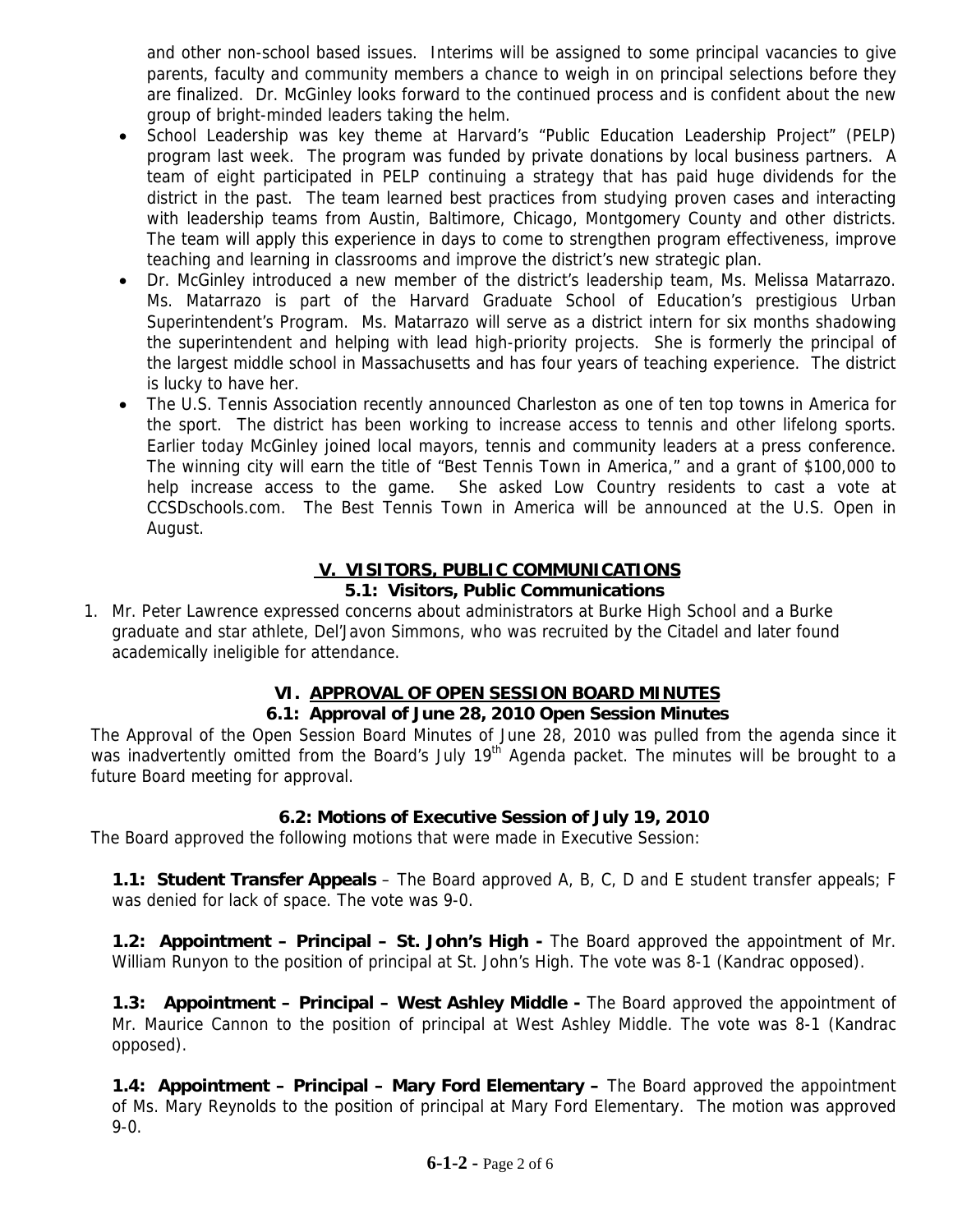and other non-school based issues. Interims will be assigned to some principal vacancies to give parents, faculty and community members a chance to weigh in on principal selections before they are finalized. Dr. McGinley looks forward to the continued process and is confident about the new group of bright-minded leaders taking the helm.

- School Leadership was key theme at Harvard's "Public Education Leadership Project" (PELP) program last week. The program was funded by private donations by local business partners. A team of eight participated in PELP continuing a strategy that has paid huge dividends for the district in the past. The team learned best practices from studying proven cases and interacting with leadership teams from Austin, Baltimore, Chicago, Montgomery County and other districts. The team will apply this experience in days to come to strengthen program effectiveness, improve teaching and learning in classrooms and improve the district's new strategic plan.
- Dr. McGinley introduced a new member of the district's leadership team, Ms. Melissa Matarrazo. Ms. Matarrazo is part of the Harvard Graduate School of Education's prestigious Urban Superintendent's Program. Ms. Matarrazo will serve as a district intern for six months shadowing the superintendent and helping with lead high-priority projects. She is formerly the principal of the largest middle school in Massachusetts and has four years of teaching experience. The district is lucky to have her.
- The U.S. Tennis Association recently announced Charleston as one of ten top towns in America for the sport. The district has been working to increase access to tennis and other lifelong sports. Earlier today McGinley joined local mayors, tennis and community leaders at a press conference. The winning city will earn the title of "Best Tennis Town in America," and a grant of $100,000 to help increase access to the game. She asked Low Country residents to cast a vote at CCSDschools.com. The Best Tennis Town in America will be announced at the U.S. Open in August.

## V. VISITORS, PUBLIC COMMUNICATIONS

### 5.1: Visitors, Public Communications

1. Mr. Peter Lawrence expressed concerns about administrators at Burke High School and a Burke graduate and star athlete, Del'Javon Simmons, who was recruited by the Citadel and later found academically ineligible for attendance.

## VI. APPROVAL OF OPEN SESSION BOARD MINUTES

### 6.1: Approval of June 28, 2010 Open Session Minutes

The Approval of the Open Session Board Minutes of June 28, 2010 was pulled from the agenda since it was inadvertently omitted from the Board's July 19th Agenda packet. The minutes will be brought to a future Board meeting for approval.

### 6.2: Motions of Executive Session of July 19, 2010

The Board approved the following motions that were made in Executive Session:

**1.1: Student Transfer Appeals** – The Board approved A, B, C, D and E student transfer appeals; F was denied for lack of space. The vote was 9-0.

**1.2: Appointment – Principal – St. John's High -** The Board approved the appointment of Mr. William Runyon to the position of principal at St. John's High. The vote was 8-1 (Kandrac opposed).

**1.3: Appointment – Principal – West Ashley Middle -** The Board approved the appointment of Mr. Maurice Cannon to the position of principal at West Ashley Middle. The vote was 8-1 (Kandrac opposed).

**1.4: Appointment – Principal – Mary Ford Elementary –** The Board approved the appointment of Ms. Mary Reynolds to the position of principal at Mary Ford Elementary. The motion was approved 9-0.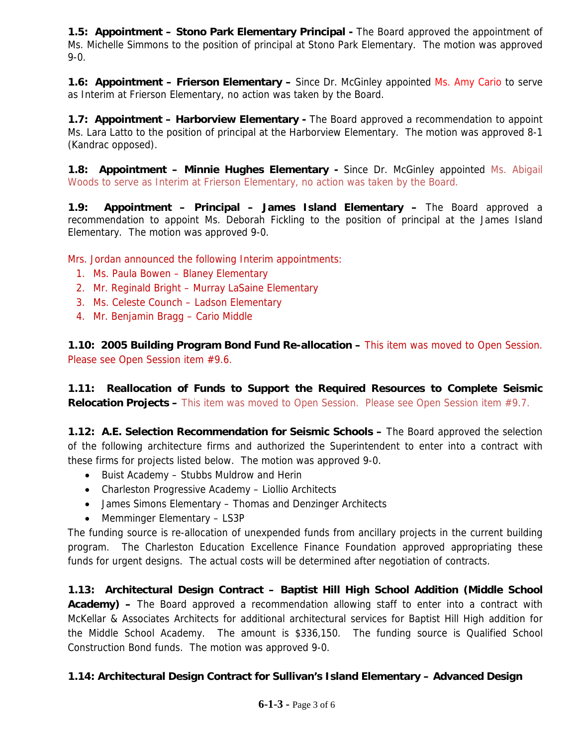**1.5: Appointment – Stono Park Elementary Principal -** The Board approved the appointment of Ms. Michelle Simmons to the position of principal at Stono Park Elementary. The motion was approved 9-0.

**1.6: Appointment – Frierson Elementary –** Since Dr. McGinley appointed Ms. Amy Cario to serve as Interim at Frierson Elementary, no action was taken by the Board.

**1.7: Appointment – Harborview Elementary -** The Board approved a recommendation to appoint Ms. Lara Latto to the position of principal at the Harborview Elementary. The motion was approved 8-1 (Kandrac opposed).

**1.8: Appointment – Minnie Hughes Elementary -** Since Dr. McGinley appointed Ms. Abigail Woods to serve as Interim at Frierson Elementary, no action was taken by the Board.

**1.9: Appointment – Principal – James Island Elementary –** The Board approved a recommendation to appoint Ms. Deborah Fickling to the position of principal at the James Island Elementary. The motion was approved 9-0.

Mrs. Jordan announced the following Interim appointments:

1. Ms. Paula Bowen – Blaney Elementary
2. Mr. Reginald Bright – Murray LaSaine Elementary
3. Ms. Celeste Counch – Ladson Elementary
4. Mr. Benjamin Bragg – Cario Middle

**1.10: 2005 Building Program Bond Fund Re-allocation –** This item was moved to Open Session. Please see Open Session item #9.6.

**1.11: Reallocation of Funds to Support the Required Resources to Complete Seismic Relocation Projects –** This item was moved to Open Session. Please see Open Session item #9.7.

**1.12: A.E. Selection Recommendation for Seismic Schools –** The Board approved the selection of the following architecture firms and authorized the Superintendent to enter into a contract with these firms for projects listed below. The motion was approved 9-0.

- Buist Academy – Stubbs Muldrow and Herin
- Charleston Progressive Academy – Liollio Architects
- James Simons Elementary – Thomas and Denzinger Architects
- Memminger Elementary – LS3P

The funding source is re-allocation of unexpended funds from ancillary projects in the current building program. The Charleston Education Excellence Finance Foundation approved appropriating these funds for urgent designs. The actual costs will be determined after negotiation of contracts.

**1.13: Architectural Design Contract – Baptist Hill High School Addition (Middle School Academy) –** The Board approved a recommendation allowing staff to enter into a contract with McKellar & Associates Architects for additional architectural services for Baptist Hill High addition for the Middle School Academy. The amount is $336,150. The funding source is Qualified School Construction Bond funds. The motion was approved 9-0.

**1.14: Architectural Design Contract for Sullivan's Island Elementary – Advanced Design**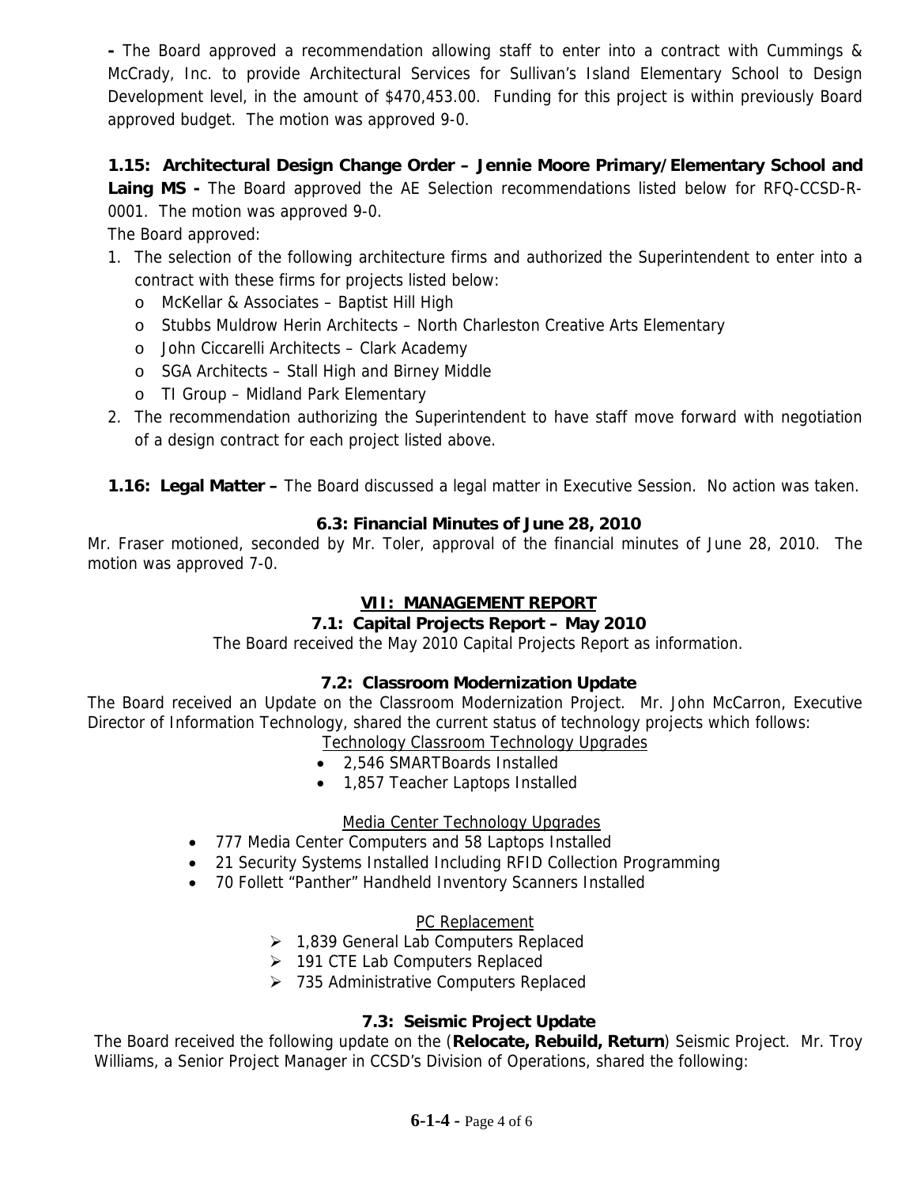**-** The Board approved a recommendation allowing staff to enter into a contract with Cummings & McCrady, Inc. to provide Architectural Services for Sullivan's Island Elementary School to Design Development level, in the amount of $470,453.00. Funding for this project is within previously Board approved budget. The motion was approved 9-0.

**1.15: Architectural Design Change Order – Jennie Moore Primary/Elementary School and Laing MS -** The Board approved the AE Selection recommendations listed below for RFQ-CCSD-R-0001. The motion was approved 9-0.

The Board approved:

1. The selection of the following architecture firms and authorized the Superintendent to enter into a contract with these firms for projects listed below:
   - McKellar & Associates – Baptist Hill High
   - Stubbs Muldrow Herin Architects – North Charleston Creative Arts Elementary
   - John Ciccarelli Architects – Clark Academy
   - SGA Architects – Stall High and Birney Middle
   - TI Group – Midland Park Elementary
2. The recommendation authorizing the Superintendent to have staff move forward with negotiation of a design contract for each project listed above.

**1.16: Legal Matter –** The Board discussed a legal matter in Executive Session. No action was taken.

### 6.3: Financial Minutes of June 28, 2010

Mr. Fraser motioned, seconded by Mr. Toler, approval of the financial minutes of June 28, 2010. The motion was approved 7-0.

## VII: MANAGEMENT REPORT

### 7.1: Capital Projects Report – May 2010

The Board received the May 2010 Capital Projects Report as information.

### 7.2: Classroom Modernization Update

The Board received an Update on the Classroom Modernization Project. Mr. John McCarron, Executive Director of Information Technology, shared the current status of technology projects which follows:

Technology Classroom Technology Upgrades

- 2,546 SMARTBoards Installed
- 1,857 Teacher Laptops Installed

Media Center Technology Upgrades

- 777 Media Center Computers and 58 Laptops Installed
- 21 Security Systems Installed Including RFID Collection Programming
- 70 Follett "Panther" Handheld Inventory Scanners Installed

PC Replacement

- 1,839 General Lab Computers Replaced
- 191 CTE Lab Computers Replaced
- 735 Administrative Computers Replaced

### 7.3: Seismic Project Update

The Board received the following update on the (**Relocate, Rebuild, Return**) Seismic Project. Mr. Troy Williams, a Senior Project Manager in CCSD's Division of Operations, shared the following: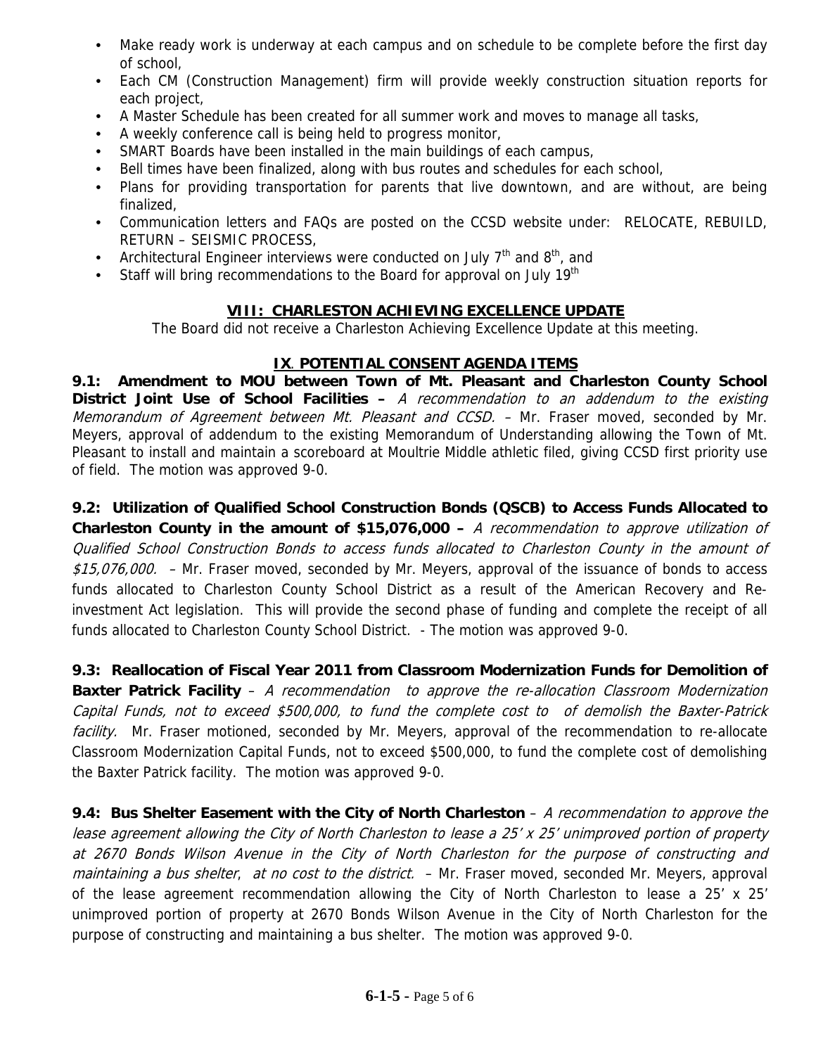- Make ready work is underway at each campus and on schedule to be complete before the first day of school,
- Each CM (Construction Management) firm will provide weekly construction situation reports for each project,
- A Master Schedule has been created for all summer work and moves to manage all tasks,
- A weekly conference call is being held to progress monitor,
- SMART Boards have been installed in the main buildings of each campus,
- Bell times have been finalized, along with bus routes and schedules for each school,
- Plans for providing transportation for parents that live downtown, and are without, are being finalized,
- Communication letters and FAQs are posted on the CCSD website under: RELOCATE, REBUILD, RETURN – SEISMIC PROCESS,
- Architectural Engineer interviews were conducted on July 7th and 8th, and
- Staff will bring recommendations to the Board for approval on July 19th

## VIII: CHARLESTON ACHIEVING EXCELLENCE UPDATE

The Board did not receive a Charleston Achieving Excellence Update at this meeting.

## IX. POTENTIAL CONSENT AGENDA ITEMS

**9.1: Amendment to MOU between Town of Mt. Pleasant and Charleston County School District Joint Use of School Facilities –** *A recommendation to an addendum to the existing Memorandum of Agreement between Mt. Pleasant and CCSD.* – Mr. Fraser moved, seconded by Mr. Meyers, approval of addendum to the existing Memorandum of Understanding allowing the Town of Mt. Pleasant to install and maintain a scoreboard at Moultrie Middle athletic filed, giving CCSD first priority use of field. The motion was approved 9-0.

**9.2: Utilization of Qualified School Construction Bonds (QSCB) to Access Funds Allocated to Charleston County in the amount of $15,076,000 –** *A recommendation to approve utilization of Qualified School Construction Bonds to access funds allocated to Charleston County in the amount of $15,076,000.* – Mr. Fraser moved, seconded by Mr. Meyers, approval of the issuance of bonds to access funds allocated to Charleston County School District as a result of the American Recovery and Re-investment Act legislation. This will provide the second phase of funding and complete the receipt of all funds allocated to Charleston County School District. - The motion was approved 9-0.

**9.3: Reallocation of Fiscal Year 2011 from Classroom Modernization Funds for Demolition of Baxter Patrick Facility** – *A recommendation to approve the re-allocation Classroom Modernization Capital Funds, not to exceed $500,000, to fund the complete cost to of demolish the Baxter-Patrick facility.* Mr. Fraser motioned, seconded by Mr. Meyers, approval of the recommendation to re-allocate Classroom Modernization Capital Funds, not to exceed $500,000, to fund the complete cost of demolishing the Baxter Patrick facility. The motion was approved 9-0.

**9.4: Bus Shelter Easement with the City of North Charleston** – *A recommendation to approve the lease agreement allowing the City of North Charleston to lease a 25' x 25' unimproved portion of property at 2670 Bonds Wilson Avenue in the City of North Charleston for the purpose of constructing and maintaining a bus shelter, at no cost to the district.* – Mr. Fraser moved, seconded Mr. Meyers, approval of the lease agreement recommendation allowing the City of North Charleston to lease a 25' x 25' unimproved portion of property at 2670 Bonds Wilson Avenue in the City of North Charleston for the purpose of constructing and maintaining a bus shelter. The motion was approved 9-0.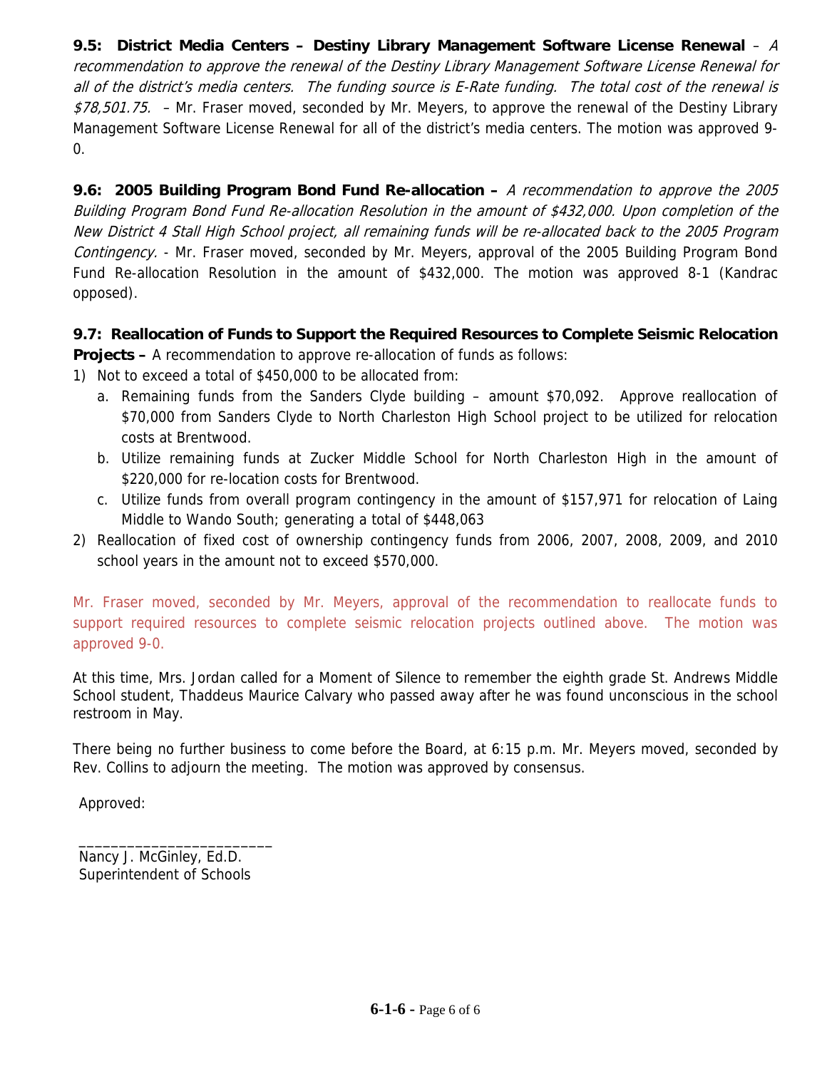**9.5: District Media Centers – Destiny Library Management Software License Renewal** – *A recommendation to approve the renewal of the Destiny Library Management Software License Renewal for all of the district's media centers. The funding source is E-Rate funding. The total cost of the renewal is $78,501.75.* – Mr. Fraser moved, seconded by Mr. Meyers, to approve the renewal of the Destiny Library Management Software License Renewal for all of the district's media centers. The motion was approved 9-0.

**9.6: 2005 Building Program Bond Fund Re-allocation –** *A recommendation to approve the 2005 Building Program Bond Fund Re-allocation Resolution in the amount of $432,000. Upon completion of the New District 4 Stall High School project, all remaining funds will be re-allocated back to the 2005 Program Contingency.* - Mr. Fraser moved, seconded by Mr. Meyers, approval of the 2005 Building Program Bond Fund Re-allocation Resolution in the amount of $432,000. The motion was approved 8-1 (Kandrac opposed).

**9.7: Reallocation of Funds to Support the Required Resources to Complete Seismic Relocation Projects –** A recommendation to approve re-allocation of funds as follows:

1) Not to exceed a total of $450,000 to be allocated from:
   a. Remaining funds from the Sanders Clyde building – amount $70,092. Approve reallocation of $70,000 from Sanders Clyde to North Charleston High School project to be utilized for relocation costs at Brentwood.
   b. Utilize remaining funds at Zucker Middle School for North Charleston High in the amount of $220,000 for re-location costs for Brentwood.
   c. Utilize funds from overall program contingency in the amount of $157,971 for relocation of Laing Middle to Wando South; generating a total of $448,063
2) Reallocation of fixed cost of ownership contingency funds from 2006, 2007, 2008, 2009, and 2010 school years in the amount not to exceed $570,000.

Mr. Fraser moved, seconded by Mr. Meyers, approval of the recommendation to reallocate funds to support required resources to complete seismic relocation projects outlined above. The motion was approved 9-0.

At this time, Mrs. Jordan called for a Moment of Silence to remember the eighth grade St. Andrews Middle School student, Thaddeus Maurice Calvary who passed away after he was found unconscious in the school restroom in May.

There being no further business to come before the Board, at 6:15 p.m. Mr. Meyers moved, seconded by Rev. Collins to adjourn the meeting. The motion was approved by consensus.

Approved:

________________________
Nancy J. McGinley, Ed.D.
Superintendent of Schools